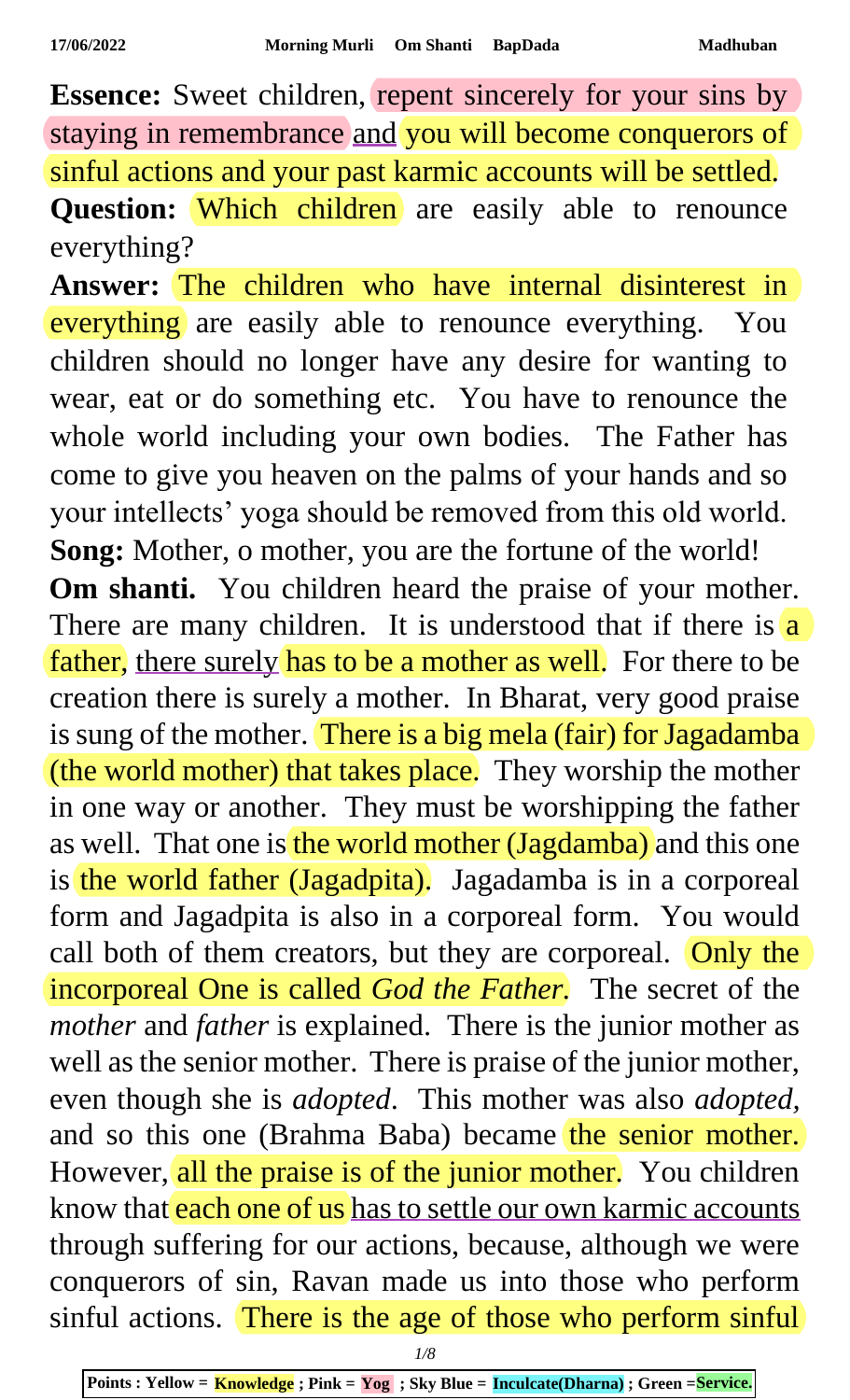**Essence:** Sweet children, repent sincerely for your sins by staying in remembrance and you will become conquerors of sinful actions and your past karmic accounts will be settled.

**Question:** Which children are easily able to renounce everything?

**Answer:** The children who have internal disinterest in everything are easily able to renounce everything. You children should no longer have any desire for wanting to wear, eat or do something etc. You have to renounce the whole world including your own bodies. The Father has come to give you heaven on the palms of your hands and so your intellects' yoga should be removed from this old world.

**Song:** Mother, o mother, you are the fortune of the world!

**Om shanti.** You children heard the praise of your mother. There are many children. It is understood that if there is a father, there surely has to be a mother as well. For there to be creation there is surely a mother. In Bharat, very good praise is sung of the mother. There is a big mela (fair) for Jagadamba (the world mother) that takes place. They worship the mother in one way or another. They must be worshipping the father as well. That one is the world mother (Jagdamba) and this one is the world father (Jagadpita). Jagadamba is in a corporeal form and Jagadpita is also in a corporeal form. You would call both of them creators, but they are corporeal. Only the incorporeal One is called *God the Father*. The secret of the *mother* and *father* is explained. There is the junior mother as well as the senior mother. There is praise of the junior mother, even though she is *adopted*. This mother was also *adopted*, and so this one (Brahma Baba) became the senior mother. However, all the praise is of the junior mother. You children know that each one of us has to settle our own karmic accounts through suffering for our actions, because, although we were conquerors of sin, Ravan made us into those who perform sinful actions. There is the age of those who perform sinful

Points : Yellow = Knowledge ; Pink = Yog ; Sky Blue = Inculcate(Dharna) ; Green =Service.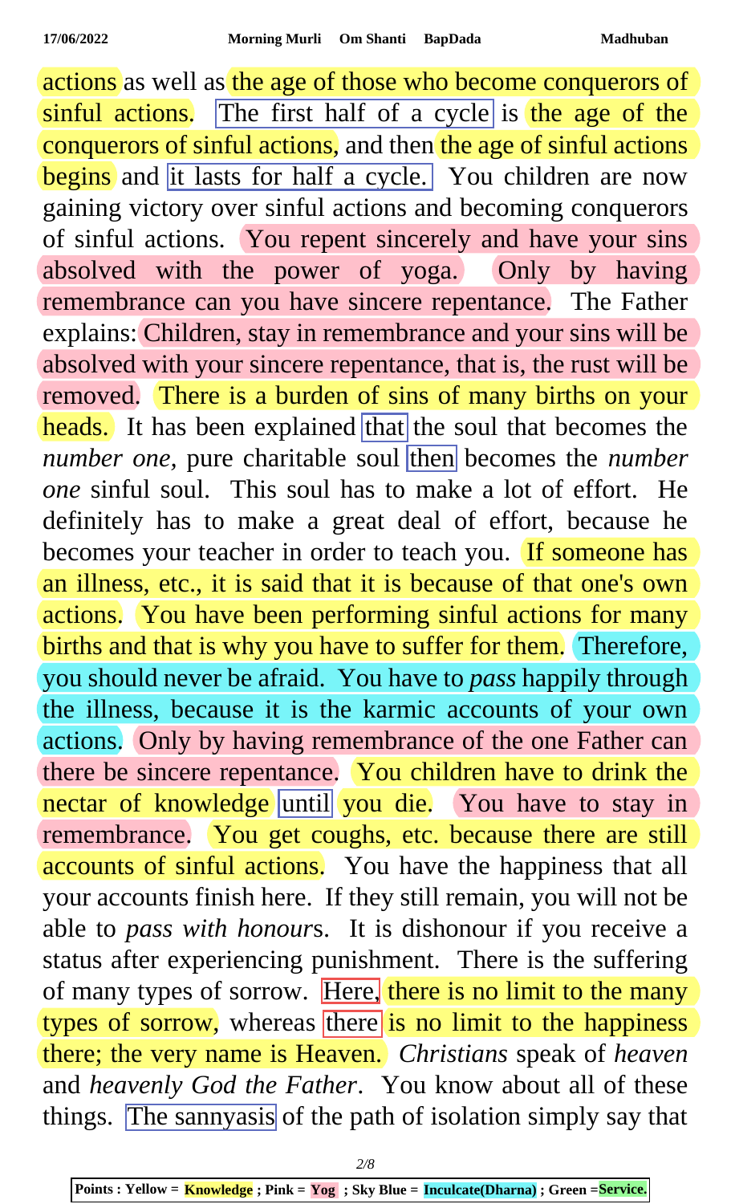actions as well as the age of those who become conquerors of sinful actions. The first half of a cycle is the age of the conquerors of sinful actions, and then the age of sinful actions begins and it lasts for half a cycle. You children are now gaining victory over sinful actions and becoming conquerors of sinful actions. You repent sincerely and have your sins absolved with the power of yoga. Only by having remembrance can you have sincere repentance. The Father explains: Children, stay in remembrance and your sins will be absolved with your sincere repentance, that is, the rust will be removed. There is a burden of sins of many births on your heads. It has been explained that the soul that becomes the *number one*, pure charitable soul then becomes the *number one* sinful soul. This soul has to make a lot of effort. He definitely has to make a great deal of effort, because he becomes your teacher in order to teach you. If someone has an illness, etc., it is said that it is because of that one's own actions. You have been performing sinful actions for many births and that is why you have to suffer for them. Therefore, you should never be afraid. You have to *pass* happily through the illness, because it is the karmic accounts of your own actions. Only by having remembrance of the one Father can there be sincere repentance. You children have to drink the nectar of knowledge until you die. You have to stay in remembrance. You get coughs, etc. because there are still accounts of sinful actions. You have the happiness that all your accounts finish here. If they still remain, you will not be able to *pass with honour*s. It is dishonour if you receive a status after experiencing punishment. There is the suffering of many types of sorrow. Here, there is no limit to the many types of sorrow, whereas there is no limit to the happiness there; the very name is Heaven. *Christians* speak of *heaven* and *heavenly God the Father*. You know about all of these things. The sannyasis of the path of isolation simply say that

Points : Yellow = Knowledge ; Pink = Yog ; Sky Blue = Inculcate(Dharna) ; Green =Service.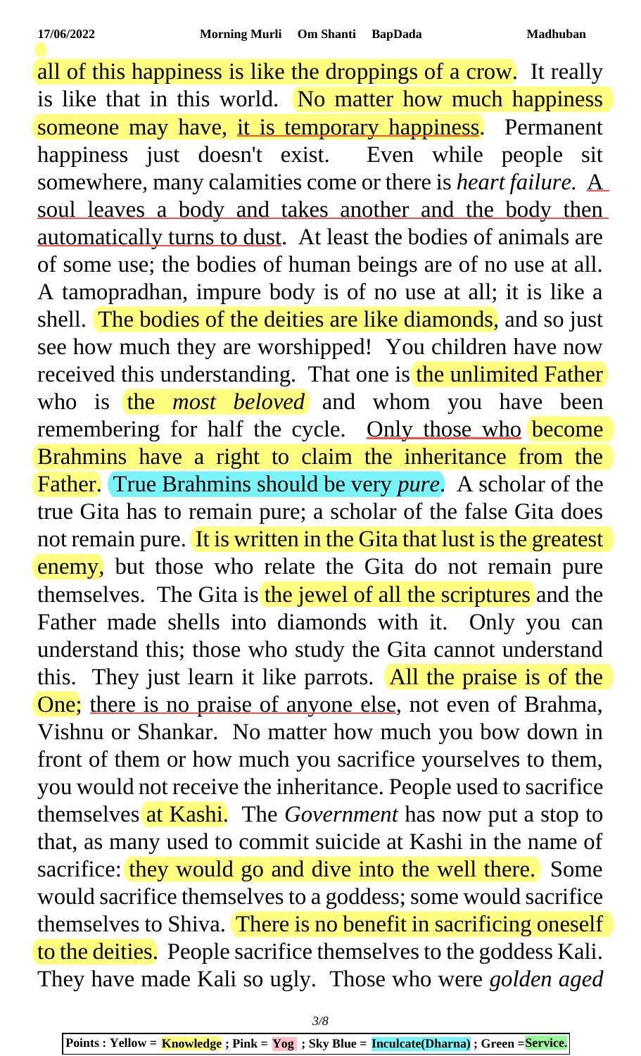all of this happiness is like the droppings of a crow. It really is like that in this world. No matter how much happiness someone may have, it is temporary happiness. Permanent happiness just doesn't exist. Even while people sit somewhere, many calamities come or there is *heart failure*. A soul leaves a body and takes another and the body then automatically turns to dust. At least the bodies of animals are of some use; the bodies of human beings are of no use at all. A tamopradhan, impure body is of no use at all; it is like a shell. The bodies of the deities are like diamonds, and so just see how much they are worshipped! You children have now received this understanding. That one is the unlimited Father who is the *most beloved* and whom you have been remembering for half the cycle. Only those who become Brahmins have a right to claim the inheritance from the Father. True Brahmins should be very *pure*. A scholar of the true Gita has to remain pure; a scholar of the false Gita does not remain pure. It is written in the Gita that lust is the greatest enemy, but those who relate the Gita do not remain pure themselves. The Gita is the jewel of all the scriptures and the Father made shells into diamonds with it. Only you can understand this; those who study the Gita cannot understand this. They just learn it like parrots. All the praise is of the One; there is no praise of anyone else, not even of Brahma, Vishnu or Shankar. No matter how much you bow down in front of them or how much you sacrifice yourselves to them, you would not receive the inheritance. People used to sacrifice themselves at Kashi. The *Government* has now put a stop to that, as many used to commit suicide at Kashi in the name of sacrifice: they would go and dive into the well there. Some would sacrifice themselves to a goddess; some would sacrifice themselves to Shiva. There is no benefit in sacrificing oneself to the deities. People sacrifice themselves to the goddess Kali. They have made Kali so ugly. Those who were *golden aged*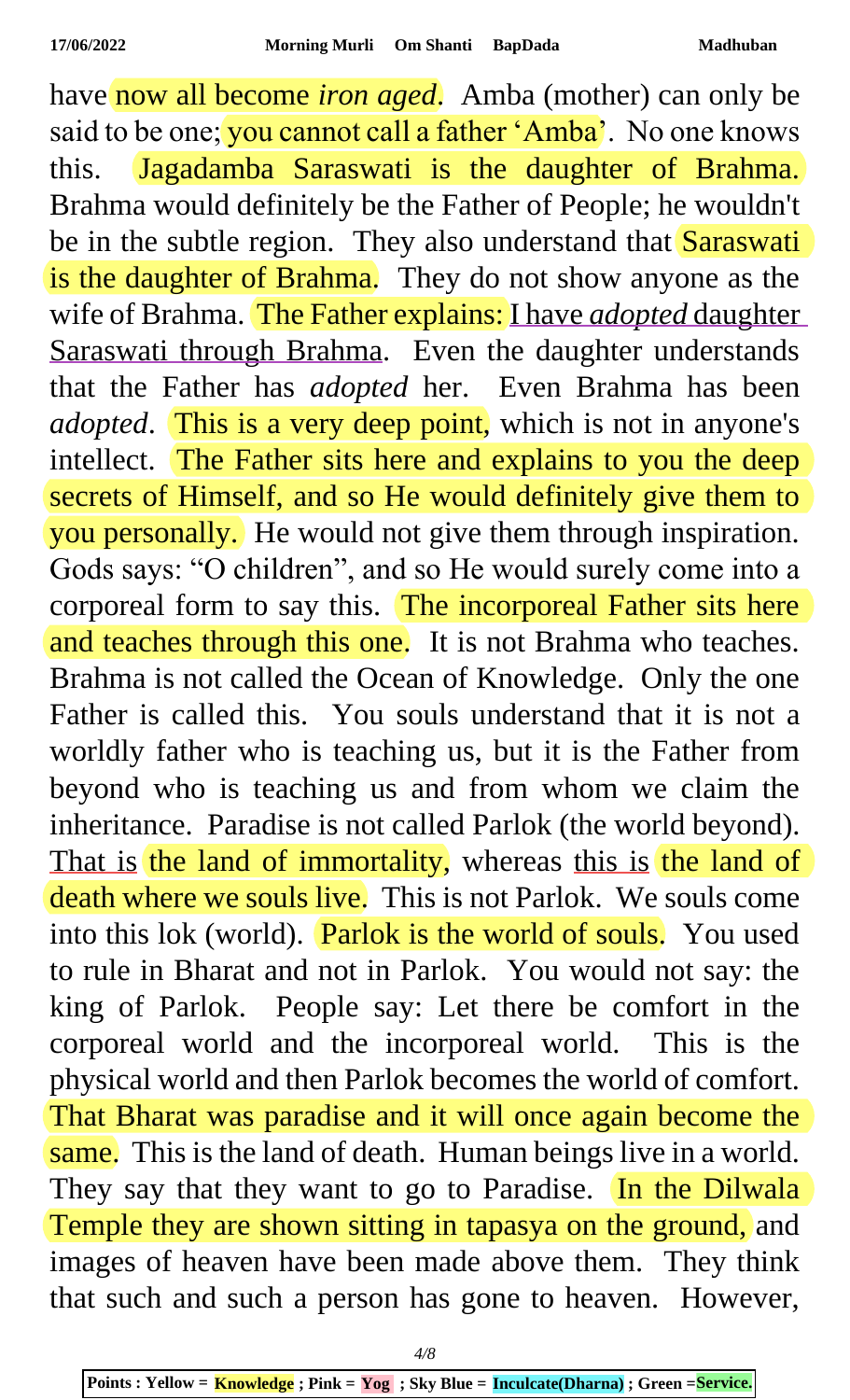have now all become *iron aged*. Amba (mother) can only be said to be one; you cannot call a father 'Amba'. No one knows this. Jagadamba Saraswati is the daughter of Brahma. Brahma would definitely be the Father of People; he wouldn't be in the subtle region. They also understand that Saraswati is the daughter of Brahma. They do not show anyone as the wife of Brahma. The Father explains: I have *adopted* daughter Saraswati through Brahma. Even the daughter understands that the Father has *adopted* her. Even Brahma has been *adopted*. This is a very deep point, which is not in anyone's intellect. The Father sits here and explains to you the deep secrets of Himself, and so He would definitely give them to you personally. He would not give them through inspiration. Gods says: "O children", and so He would surely come into a corporeal form to say this. The incorporeal Father sits here and teaches through this one. It is not Brahma who teaches. Brahma is not called the Ocean of Knowledge. Only the one Father is called this. You souls understand that it is not a worldly father who is teaching us, but it is the Father from beyond who is teaching us and from whom we claim the inheritance. Paradise is not called Parlok (the world beyond). That is the land of immortality, whereas this is the land of death where we souls live. This is not Parlok. We souls come into this lok (world). Parlok is the world of souls. You used to rule in Bharat and not in Parlok. You would not say: the king of Parlok. People say: Let there be comfort in the corporeal world and the incorporeal world. This is the physical world and then Parlok becomes the world of comfort. That Bharat was paradise and it will once again become the same. This is the land of death. Human beings live in a world. They say that they want to go to Paradise. In the Dilwala Temple they are shown sitting in tapasya on the ground, and images of heaven have been made above them. They think that such and such a person has gone to heaven. However,

**Points : Yellow = Knowledge ; Pink = Yog ; Sky Blue = Inculcate(Dharna) ; Green =Service.**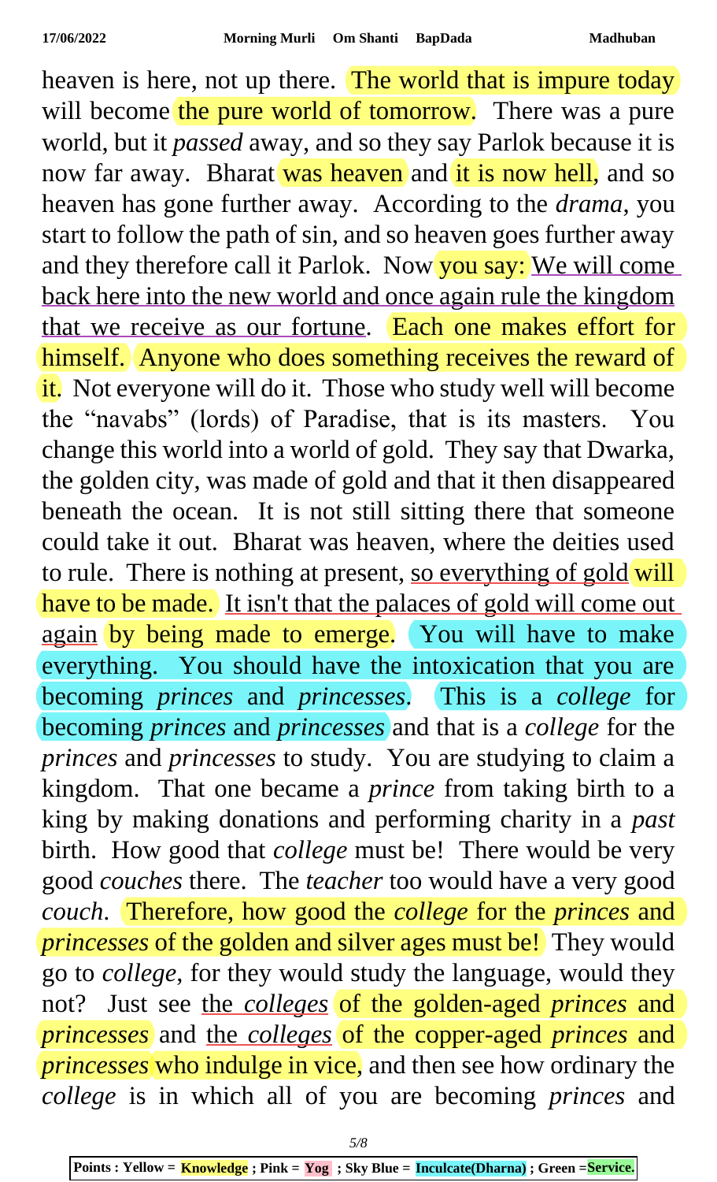heaven is here, not up there. The world that is impure today will become the pure world of tomorrow. There was a pure world, but it *passed* away, and so they say Parlok because it is now far away. Bharat was heaven and it is now hell, and so heaven has gone further away. According to the *drama*, you start to follow the path of sin, and so heaven goes further away and they therefore call it Parlok. Now you say: We will come back here into the new world and once again rule the kingdom that we receive as our fortune. Each one makes effort for himself. Anyone who does something receives the reward of it. Not everyone will do it. Those who study well will become the "navabs" (lords) of Paradise, that is its masters. You change this world into a world of gold. They say that Dwarka, the golden city, was made of gold and that it then disappeared beneath the ocean. It is not still sitting there that someone could take it out. Bharat was heaven, where the deities used to rule. There is nothing at present, so everything of gold will have to be made. It isn't that the palaces of gold will come out again by being made to emerge. You will have to make everything. You should have the intoxication that you are becoming *princes* and *princesses*. This is a *college* for becoming *princes* and *princesses* and that is a *college* for the *princes* and *princesses* to study. You are studying to claim a kingdom. That one became a *prince* from taking birth to a king by making donations and performing charity in a *past* birth. How good that *college* must be! There would be very good *couches* there. The *teacher* too would have a very good *couch*. Therefore, how good the *college* for the *princes* and *princesses* of the golden and silver ages must be! They would go to *college*, for they would study the language, would they not? Just see the *colleges* of the golden-aged *princes* and *princesses* and the *colleges* of the copper-aged *princes* and *princesses* who indulge in vice, and then see how ordinary the *college* is in which all of you are becoming *princes* and

Points : Yellow = **Knowledge** ; Pink = **Yog** ; Sky Blue = **Inculcate(Dharna)** ; Green = **Service.**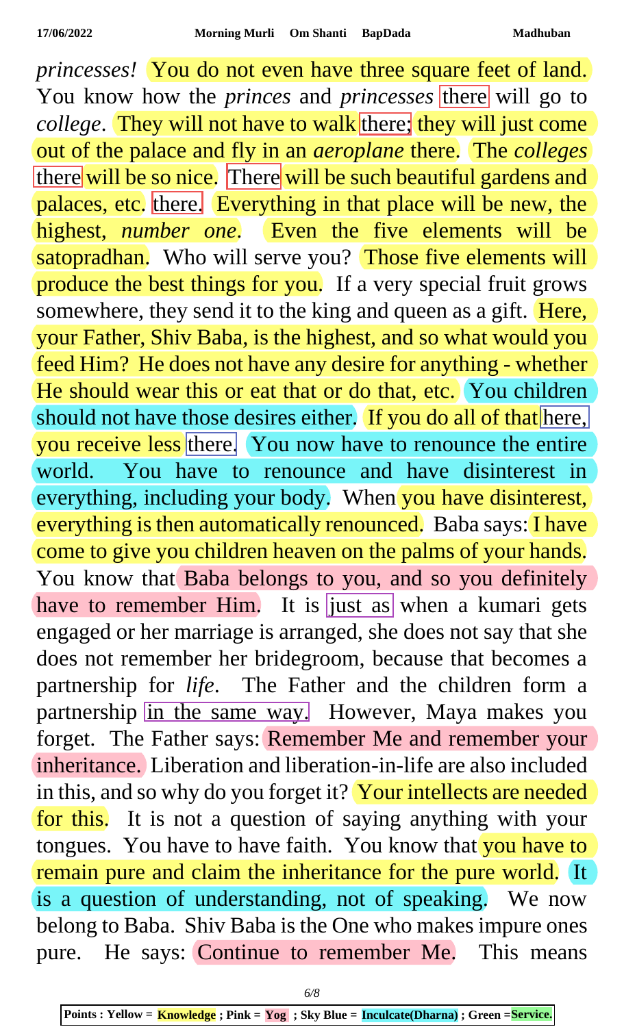*princesses!* You do not even have three square feet of land. You know how the *princes* and *princesses* there will go to *college*. They will not have to walk there; they will just come out of the palace and fly in an *aeroplane* there. The *colleges* there will be so nice. There will be such beautiful gardens and palaces, etc. there. Everything in that place will be new, the highest, *number one*. Even the five elements will be satopradhan. Who will serve you? Those five elements will produce the best things for you. If a very special fruit grows somewhere, they send it to the king and queen as a gift. Here, your Father, Shiv Baba, is the highest, and so what would you feed Him? He does not have any desire for anything - whether He should wear this or eat that or do that, etc. You children should not have those desires either. If you do all of that here, you receive less there. You now have to renounce the entire world. You have to renounce and have disinterest in everything, including your body. When you have disinterest, everything is then automatically renounced. Baba says: I have come to give you children heaven on the palms of your hands. You know that Baba belongs to you, and so you definitely have to remember Him. It is just as when a kumari gets engaged or her marriage is arranged, she does not say that she does not remember her bridegroom, because that becomes a partnership for *life*. The Father and the children form a partnership in the same way. However, Maya makes you forget. The Father says: Remember Me and remember your inheritance. Liberation and liberation-in-life are also included in this, and so why do you forget it? Your intellects are needed for this. It is not a question of saying anything with your tongues. You have to have faith. You know that you have to remain pure and claim the inheritance for the pure world. It is a question of understanding, not of speaking. We now belong to Baba. Shiv Baba is the One who makes impure ones pure. He says: Continue to remember Me. This means

**Points : Yellow = Knowledge ; Pink = Yog ; Sky Blue = Inculcate(Dharna) ; Green = Service.**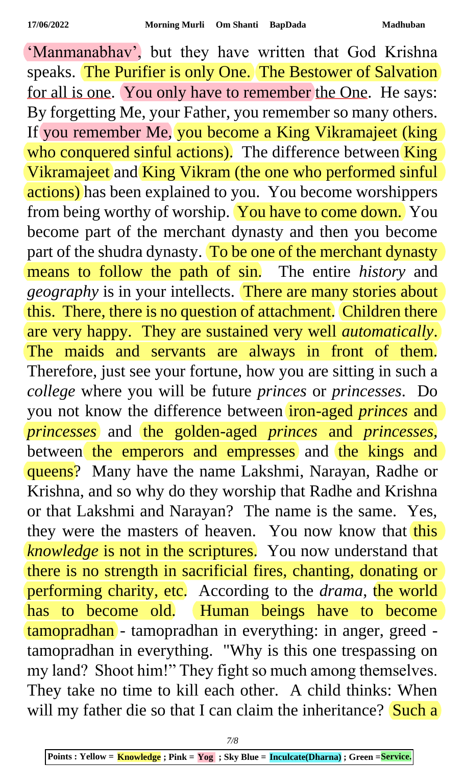'Manmanabhav', but they have written that God Krishna speaks. The Purifier is only One. The Bestower of Salvation for all is one. You only have to remember the One. He says: By forgetting Me, your Father, you remember so many others. If you remember Me, you become a King Vikramajeet (king who conquered sinful actions). The difference between King Vikramajeet and King Vikram (the one who performed sinful actions) has been explained to you. You become worshippers from being worthy of worship. You have to come down. You become part of the merchant dynasty and then you become part of the shudra dynasty. To be one of the merchant dynasty means to follow the path of sin. The entire *history* and *geography* is in your intellects. There are many stories about this. There, there is no question of attachment. Children there are very happy. They are sustained very well *automatically*. The maids and servants are always in front of them. Therefore, just see your fortune, how you are sitting in such a *college* where you will be future *princes* or *princesses*. Do you not know the difference between iron-aged *princes* and *princesses* and the golden-aged *princes* and *princesses*, between the emperors and empresses and the kings and queens? Many have the name Lakshmi, Narayan, Radhe or Krishna, and so why do they worship that Radhe and Krishna or that Lakshmi and Narayan? The name is the same. Yes, they were the masters of heaven. You now know that this *knowledge* is not in the scriptures. You now understand that there is no strength in sacrificial fires, chanting, donating or performing charity, etc. According to the *drama*, the world has to become old. Human beings have to become tamopradhan - tamopradhan in everything: in anger, greed - tamopradhan in everything. "Why is this one trespassing on my land? Shoot him!" They fight so much among themselves. They take no time to kill each other. A child thinks: When will my father die so that I can claim the inheritance? Such a

Points : Yellow = Knowledge ; Pink = Yog ; Sky Blue = Inculcate(Dharna) ; Green = Service.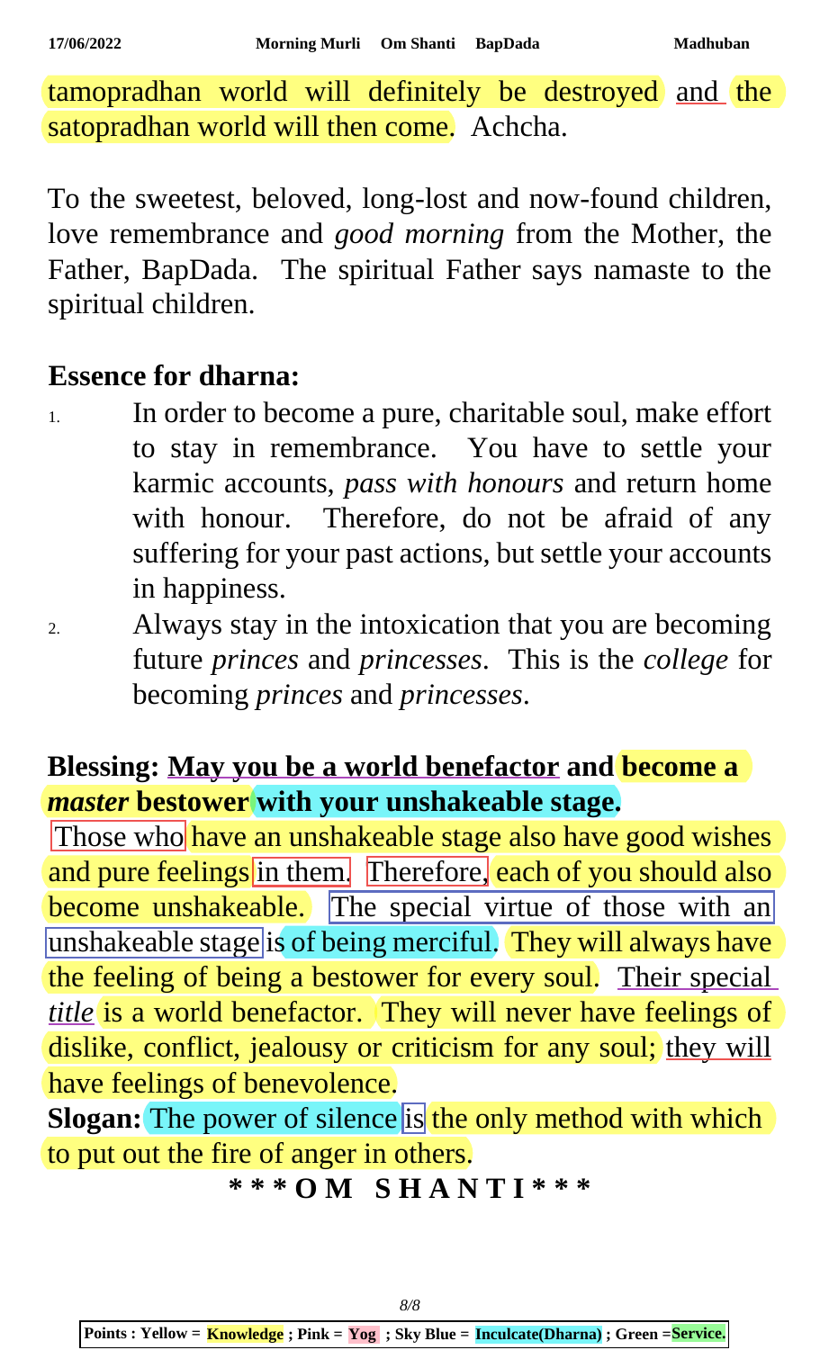tamopradhan world will definitely be destroyed and the satopradhan world will then come. Achcha.

To the sweetest, beloved, long-lost and now-found children, love remembrance and *good morning* from the Mother, the Father, BapDada. The spiritual Father says namaste to the spiritual children.

## Essence for dharna:

1. In order to become a pure, charitable soul, make effort to stay in remembrance. You have to settle your karmic accounts, *pass with honours* and return home with honour. Therefore, do not be afraid of any suffering for your past actions, but settle your accounts in happiness.
2. Always stay in the intoxication that you are becoming future *princes* and *princesses*. This is the *college* for becoming *princes* and *princesses*.

**Blessing: May you be a world benefactor and become a *master* bestower with your unshakeable stage.**

Those who have an unshakeable stage also have good wishes and pure feelings in them. Therefore, each of you should also become unshakeable. The special virtue of those with an unshakeable stage is of being merciful. They will always have the feeling of being a bestower for every soul. Their special *title* is a world benefactor. They will never have feelings of dislike, conflict, jealousy or criticism for any soul; they will have feelings of benevolence.

**Slogan:** The power of silence is the only method with which to put out the fire of anger in others.

**\* \* \* O M S H A N T I \* \* \***

Points : Yellow = Knowledge ; Pink = Yog ; Sky Blue = Inculcate(Dharna) ; Green =Service.